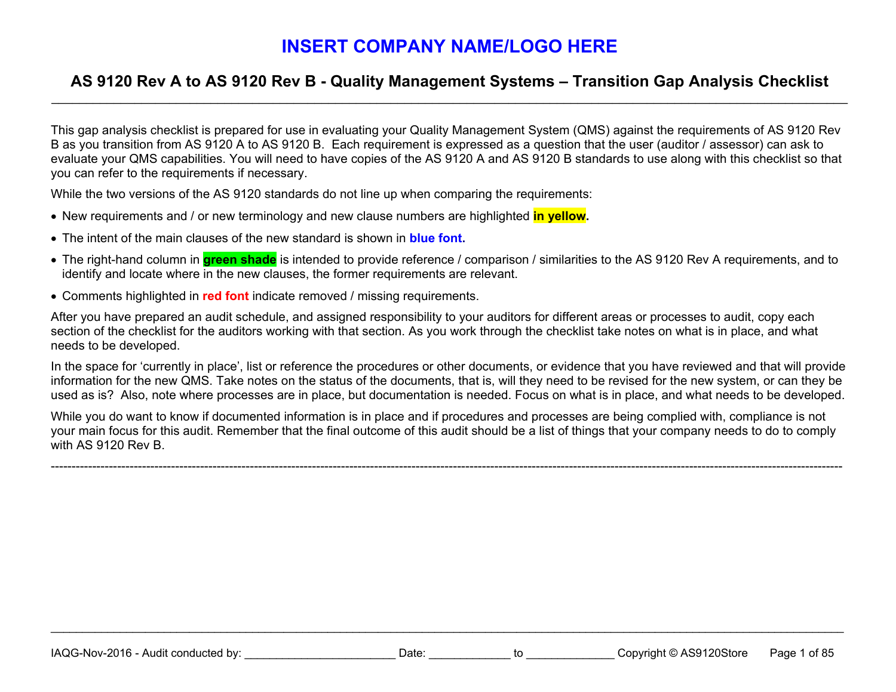# INSERT COMPANY NAME/LOGO HERE

## AS 9120 Rev A to AS 9120 Rev B - Quality Management Systems – Transition Gap Analysis Checklist

---

This gap analysis checklist is prepared for use in evaluating your Quality Management System (QMS) against the requirements of AS 9120 Rev B as you transition from AS 9120 A to AS 9120 B. Each requirement is expressed as a question that the user (auditor / assessor) can ask to evaluate your QMS capabilities. You will need to have copies of the AS 9120 A and AS 9120 B standards to use along with this checklist so that you can refer to the requirements if necessary.

While the two versions of the AS 9120 standards do not line up when comparing the requirements:

- New requirements and / or new terminology and new clause numbers are highlighted **in yellow.**
- The intent of the main clauses of the new standard is shown in **blue font.**
- The right-hand column in **green shade** is intended to provide reference / comparison / similarities to the AS 9120 Rev A requirements, and to identify and locate where in the new clauses, the former requirements are relevant.
- Comments highlighted in **red font** indicate removed / missing requirements.

After you have prepared an audit schedule, and assigned responsibility to your auditors for different areas or processes to audit, copy each section of the checklist for the auditors working with that section. As you work through the checklist take notes on what is in place, and what needs to be developed.

In the space for 'currently in place', list or reference the procedures or other documents, or evidence that you have reviewed and that will provide information for the new QMS. Take notes on the status of the documents, that is, will they need to be revised for the new system, or can they be used as is? Also, note where processes are in place, but documentation is needed. Focus on what is in place, and what needs to be developed.

While you do want to know if documented information is in place and if procedures and processes are being complied with, compliance is not your main focus for this audit. Remember that the final outcome of this audit should be a list of things that your company needs to do to comply with AS 9120 Rev B.

---

IAQG-Nov-2016 - Audit conducted by: _______________________ Date: ____________ to _____________ Copyright © AS9120Store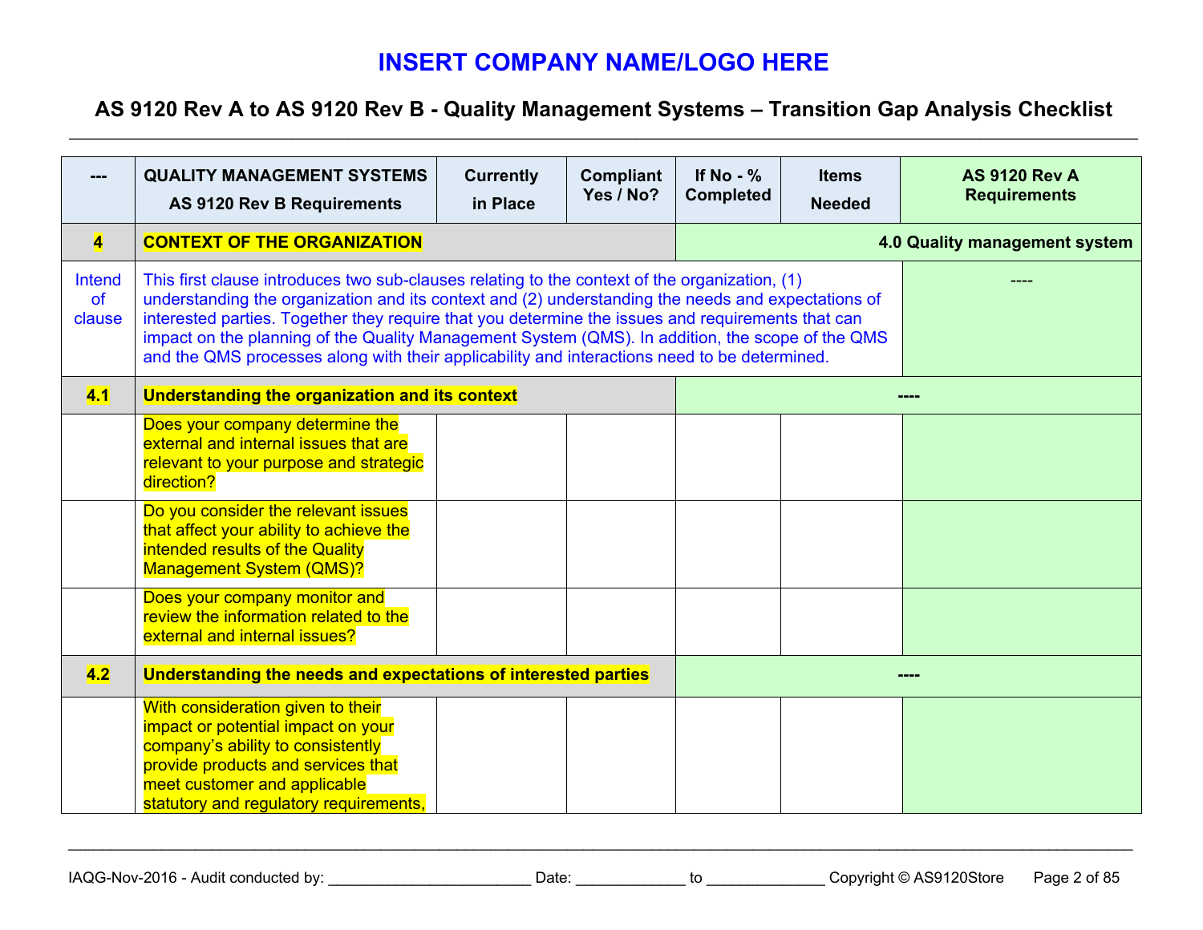# INSERT COMPANY NAME/LOGO HERE

## AS 9120 Rev A to AS 9120 Rev B - Quality Management Systems – Transition Gap Analysis Checklist

| --- | QUALITY MANAGEMENT SYSTEMS AS 9120 Rev B Requirements | Currently in Place | Compliant Yes / No? | If No - % Completed | Items Needed | AS 9120 Rev A Requirements |
|---|---|---|---|---|---|---|
| **4** | **CONTEXT OF THE ORGANIZATION** | | | | | **4.0 Quality management system** |
| Intend of clause | This first clause introduces two sub-clauses relating to the context of the organization, (1) understanding the organization and its context and (2) understanding the needs and expectations of interested parties. Together they require that you determine the issues and requirements that can impact on the planning of the Quality Management System (QMS). In addition, the scope of the QMS and the QMS processes along with their applicability and interactions need to be determined. | | | | | ---- |
| **4.1** | **Understanding the organization and its context** | | | | | ---- |
| | Does your company determine the external and internal issues that are relevant to your purpose and strategic direction? | | | | | |
| | Do you consider the relevant issues that affect your ability to achieve the intended results of the Quality Management System (QMS)? | | | | | |
| | Does your company monitor and review the information related to the external and internal issues? | | | | | |
| **4.2** | **Understanding the needs and expectations of interested parties** | | | | | ---- |
| | With consideration given to their impact or potential impact on your company's ability to consistently provide products and services that meet customer and applicable statutory and regulatory requirements, | | | | | |

IAQG-Nov-2016 - Audit conducted by: ________________________ Date: _____________ to ______________ Copyright © AS9120Store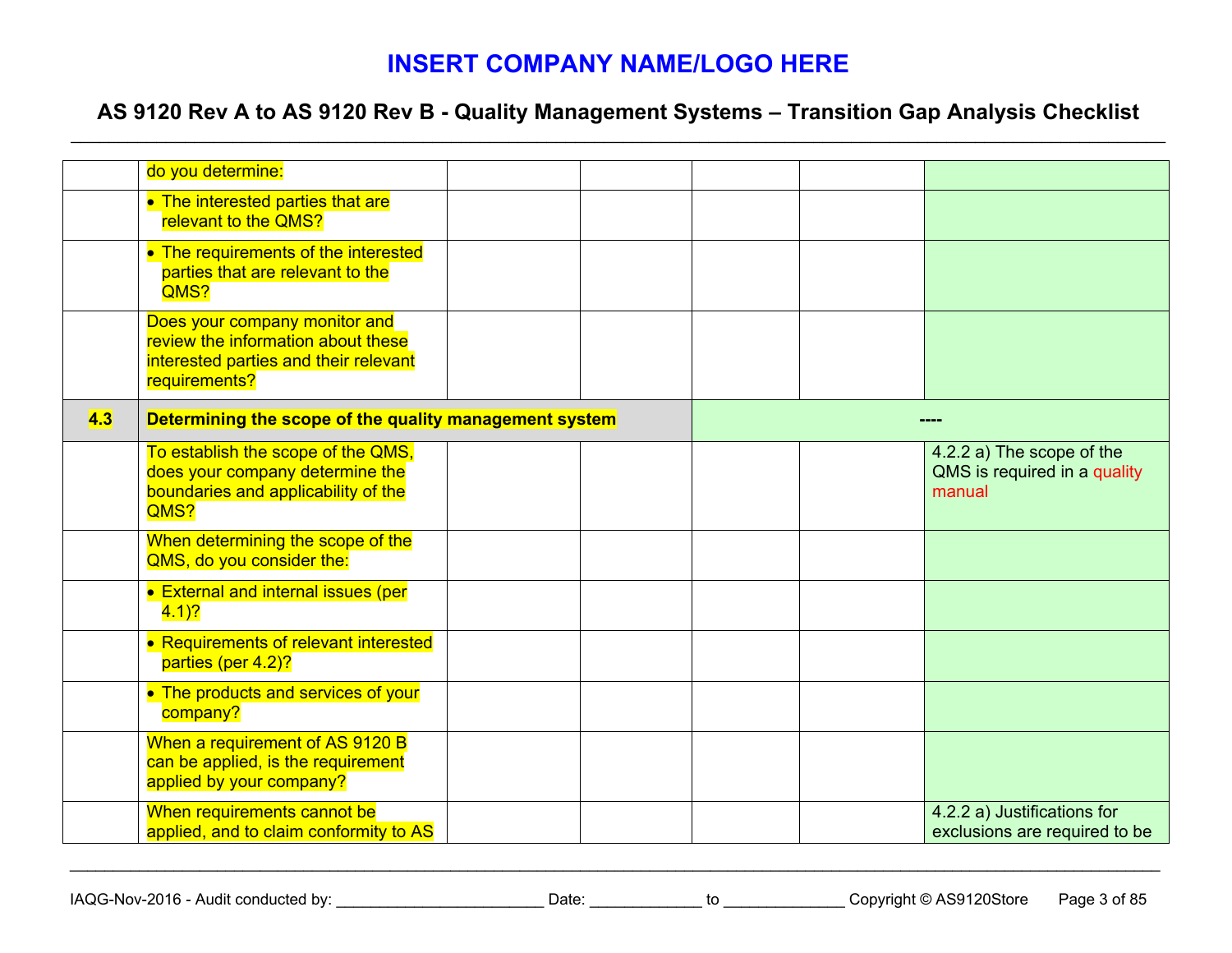| | | | | | | |
|---|---|---|---|---|---|---|
| | do you determine: | | | | | |
| | • The interested parties that are relevant to the QMS? | | | | | |
| | • The requirements of the interested parties that are relevant to the QMS? | | | | | |
| | Does your company monitor and review the information about these interested parties and their relevant requirements? | | | | | |
| **4.3** | **Determining the scope of the quality management system** | | | ---- | | |
| | To establish the scope of the QMS, does your company determine the boundaries and applicability of the QMS? | | | | | 4.2.2 a) The scope of the QMS is required in a quality manual |
| | When determining the scope of the QMS, do you consider the: | | | | | |
| | • External and internal issues (per 4.1)? | | | | | |
| | • Requirements of relevant interested parties (per 4.2)? | | | | | |
| | • The products and services of your company? | | | | | |
| | When a requirement of AS 9120 B can be applied, is the requirement applied by your company? | | | | | |
| | When requirements cannot be applied, and to claim conformity to AS | | | | | 4.2.2 a) Justifications for exclusions are required to be |